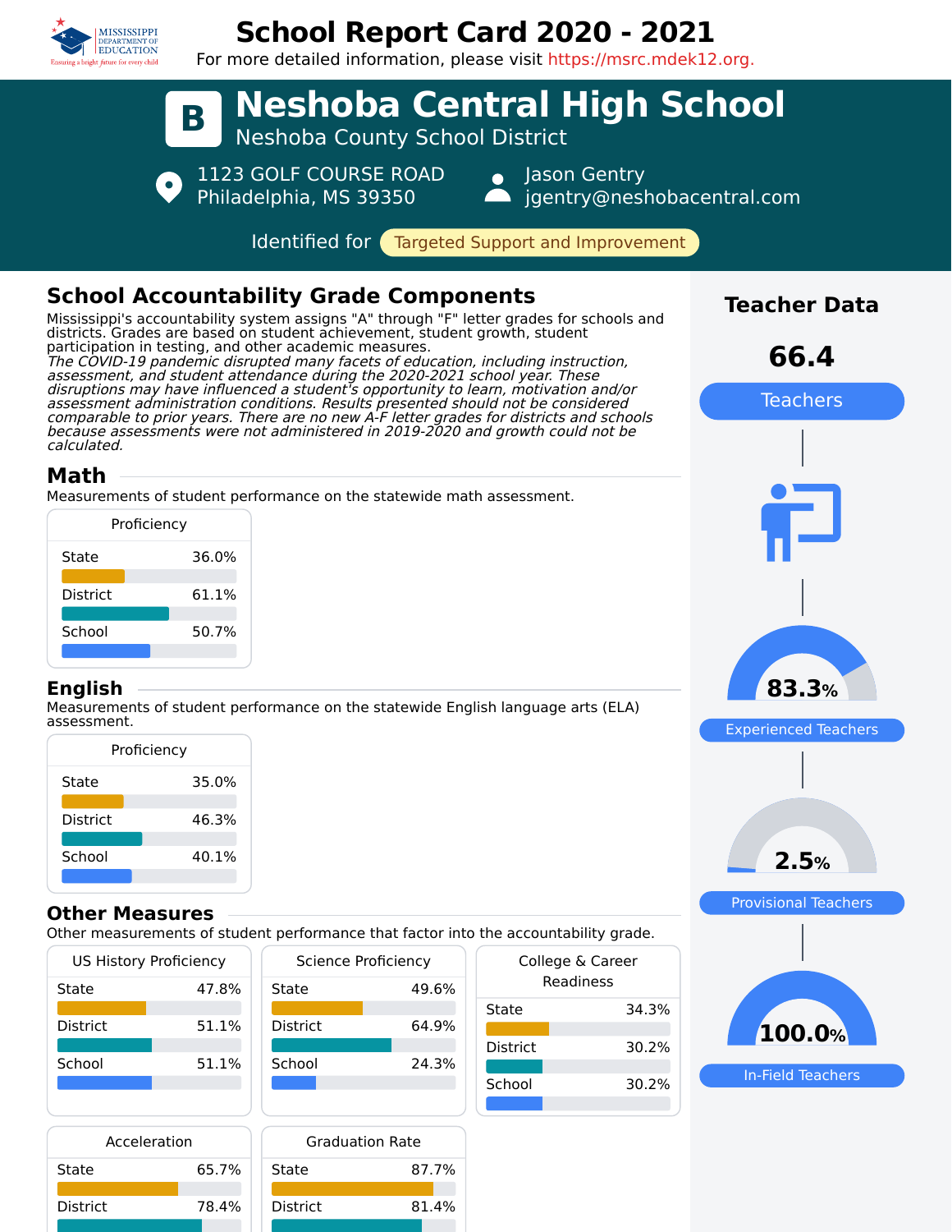# School Report Card 2020 - 2021

For more detailed information, please visit https://msrc.mdek12.org.

# B Neshoba Central High School

Neshoba County School District

1123 GOLF COURSE ROAD
Philadelphia, MS 39350

Jason Gentry
jgentry@neshobacentral.com

Identified for **Targeted Support and Improvement**

## School Accountability Grade Components

Mississippi's accountability system assigns "A" through "F" letter grades for schools and districts. Grades are based on student achievement, student growth, student participation in testing, and other academic measures.

*The COVID-19 pandemic disrupted many facets of education, including instruction, assessment, and student attendance during the 2020-2021 school year. These disruptions may have influenced a student's opportunity to learn, motivation and/or assessment administration conditions. Results presented should not be considered comparable to prior years. There are no new A-F letter grades for districts and schools because assessments were not administered in 2019-2020 and growth could not be calculated.*

### Math

Measurements of student performance on the statewide math assessment.

| Proficiency | |
|---|---|
| State | 36.0% |
| District | 61.1% |
| School | 50.7% |

### English

Measurements of student performance on the statewide English language arts (ELA) assessment.

| Proficiency | |
|---|---|
| State | 35.0% |
| District | 46.3% |
| School | 40.1% |

### Other Measures

Other measurements of student performance that factor into the accountability grade.

| US History Proficiency | |
|---|---|
| State | 47.8% |
| District | 51.1% |
| School | 51.1% |

| Science Proficiency | |
|---|---|
| State | 49.6% |
| District | 64.9% |
| School | 24.3% |

| College & Career Readiness | |
|---|---|
| State | 34.3% |
| District | 30.2% |
| School | 30.2% |

| Acceleration | |
|---|---|
| State | 65.7% |
| District | 78.4% |

| Graduation Rate | |
|---|---|
| State | 87.7% |
| District | 81.4% |

## Teacher Data

**66.4** Teachers

**83.3%** Experienced Teachers

**2.5%** Provisional Teachers

**100.0%** In-Field Teachers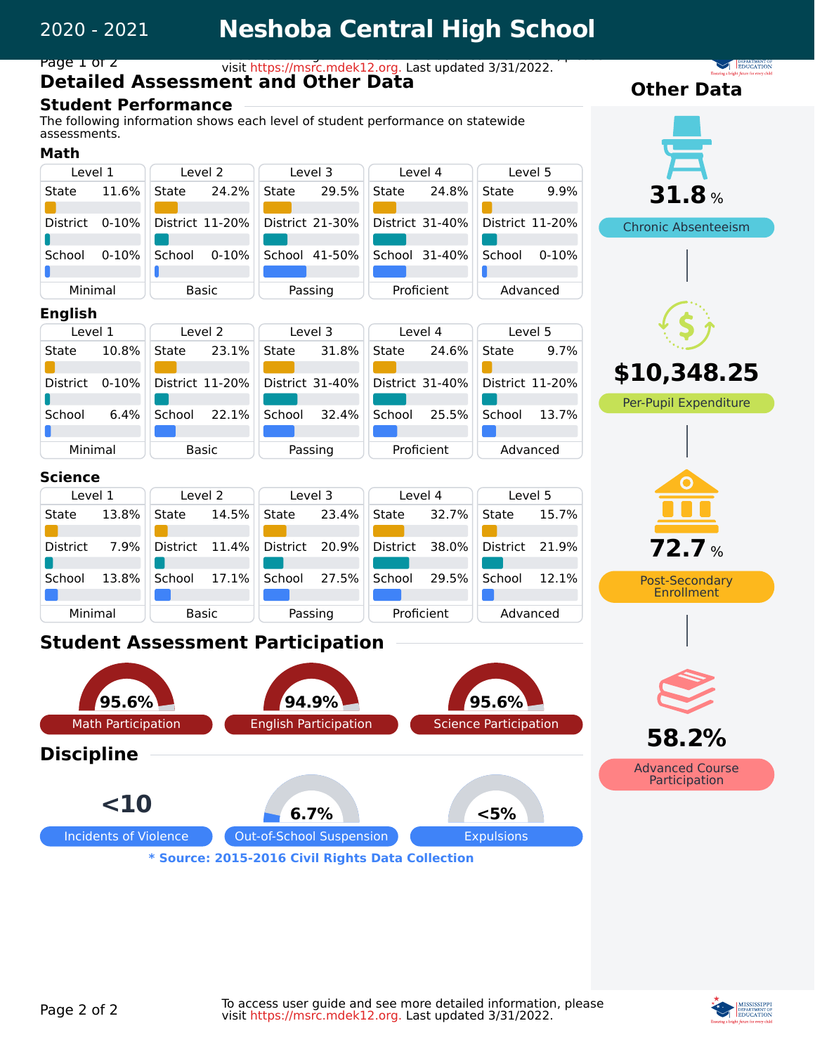# Neshoba Central High School

2020 - 2021

## Detailed Assessment and Other Data

### Student Performance

The following information shows each level of student performance on statewide assessments.

#### Math

| | Level 1 | Level 2 | Level 3 | Level 4 | Level 5 |
|---|---|---|---|---|---|
| State | 11.6% | 24.2% | 29.5% | 24.8% | 9.9% |
| District | 0-10% | 11-20% | 21-30% | 31-40% | 11-20% |
| School | 0-10% | 0-10% | 41-50% | 31-40% | 0-10% |
| | Minimal | Basic | Passing | Proficient | Advanced |

#### English

| | Level 1 | Level 2 | Level 3 | Level 4 | Level 5 |
|---|---|---|---|---|---|
| State | 10.8% | 23.1% | 31.8% | 24.6% | 9.7% |
| District | 0-10% | 11-20% | 31-40% | 31-40% | 11-20% |
| School | 6.4% | 22.1% | 32.4% | 25.5% | 13.7% |
| | Minimal | Basic | Passing | Proficient | Advanced |

#### Science

| | Level 1 | Level 2 | Level 3 | Level 4 | Level 5 |
|---|---|---|---|---|---|
| State | 13.8% | 14.5% | 23.4% | 32.7% | 15.7% |
| District | 7.9% | 11.4% | 20.9% | 38.0% | 21.9% |
| School | 13.8% | 17.1% | 27.5% | 29.5% | 12.1% |
| | Minimal | Basic | Passing | Proficient | Advanced |

### Student Assessment Participation

95.6%
Math Participation

94.9%
English Participation

95.6%
Science Participation

### Discipline

<10
Incidents of Violence

6.7%
Out-of-School Suspension

<5%
Expulsions

*** Source: 2015-2016 Civil Rights Data Collection**

## Other Data

31.8 %
Chronic Absenteeism

$10,348.25
Per-Pupil Expenditure

72.7 %
Post-Secondary Enrollment

58.2%
Advanced Course Participation

To access user guide and see more detailed information, please visit https://msrc.mdek12.org. Last updated 3/31/2022.